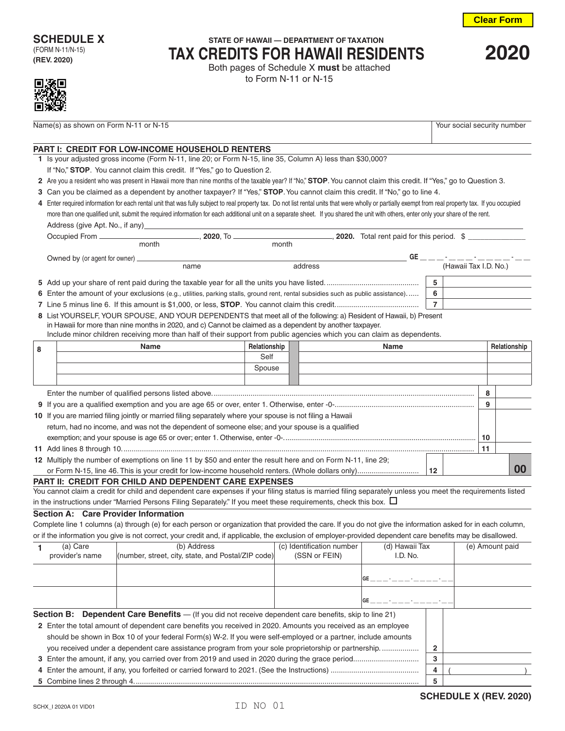**SCHEDULE X**
(FORM N-11/N-15)
**(REV. 2020)**

STATE OF HAWAII — DEPARTMENT OF TAXATION

# TAX CREDITS FOR HAWAII RESIDENTS

# 2020

Both pages of Schedule X **must** be attached to Form N-11 or N-15

| Name(s) as shown on Form N-11 or N-15 | Your social security number |
|---|---|
| | |

## PART I: CREDIT FOR LOW-INCOME HOUSEHOLD RENTERS

**1** Is your adjusted gross income (Form N-11, line 20; or Form N-15, line 35, Column A) less than $30,000? If "No," **STOP**. You cannot claim this credit. If "Yes," go to Question 2.

**2** Are you a resident who was present in Hawaii more than nine months of the taxable year? If "No," **STOP**. You cannot claim this credit. If "Yes," go to Question 3.

**3** Can you be claimed as a dependent by another taxpayer? If "Yes," **STOP**. You cannot claim this credit. If "No," go to line 4.

**4** Enter required information for each rental unit that was fully subject to real property tax. Do not list rental units that were wholly or partially exempt from real property tax. If you occupied more than one qualified unit, submit the required information for each additional unit on a separate sheet. If you shared the unit with others, enter only your share of the rent.

Address (give Apt. No., if any) ______________________________

Occupied From ________________ (month), **2020**, To ________________ (month), **2020.** Total rent paid for this period. $ __________

Owned by (or agent for owner) ________________ (name) ________________ (address) **GE** ___-___-_____-__ (Hawaii Tax I.D. No.)

| | | | |
|---|---|---|---|
| **5** | Add up your share of rent paid during the taxable year for all the units you have listed. | 5 | |
| **6** | Enter the amount of your exclusions (e.g., utilities, parking stalls, ground rent, rental subsidies such as public assistance). | 6 | |
| **7** | Line 5 minus line 6. If this amount is $1,000, or less, **STOP**. You cannot claim this credit. | 7 | |

**8** List YOURSELF, YOUR SPOUSE, AND YOUR DEPENDENTS that meet all of the following: a) Resident of Hawaii, b) Present in Hawaii for more than nine months in 2020, and c) Cannot be claimed as a dependent by another taxpayer. Include minor children receiving more than half of their support from public agencies which you can claim as dependents.

| 8 | Name | Relationship | Name | Relationship |
|---|---|---|---|---|
| | | Self | | |
| | | Spouse | | |
| | | | | |

| | | | |
|---|---|---|---|
| | Enter the number of qualified persons listed above. | 8 | |
| **9** | If you are a qualified exemption and you are age 65 or over, enter 1. Otherwise, enter -0-. | 9 | |
| **10** | If you are married filing jointly or married filing separately where your spouse is not filing a Hawaii return, had no income, and was not the dependent of someone else; and your spouse is a qualified exemption; and your spouse is age 65 or over; enter 1. Otherwise, enter -0-. | 10 | |
| **11** | Add lines 8 through 10. | 11 | |
| **12** | Multiply the number of exemptions on line 11 by $50 and enter the result here and on Form N-11, line 29; or Form N-15, line 46. This is your credit for low-income household renters. (Whole dollars only) | 12 | 00 |

## PART II: CREDIT FOR CHILD AND DEPENDENT CARE EXPENSES

You cannot claim a credit for child and dependent care expenses if your filing status is married filing separately unless you meet the requirements listed in the instructions under "Married Persons Filing Separately." If you meet these requirements, check this box. ☐

### Section A: Care Provider Information

Complete line 1 columns (a) through (e) for each person or organization that provided the care. If you do not give the information asked for in each column, or if the information you give is not correct, your credit and, if applicable, the exclusion of employer-provided dependent care benefits may be disallowed.

| 1 | (a) Care provider's name | (b) Address (number, street, city, state, and Postal/ZIP code) | (c) Identification number (SSN or FEIN) | (d) Hawaii Tax I.D. No. | (e) Amount paid |
|---|---|---|---|---|---|
| | | | | GE ___-___-_____-__ | |
| | | | | GE ___-___-_____-__ | |

### Section B: Dependent Care Benefits — (If you did not receive dependent care benefits, skip to line 21)

| | | | |
|---|---|---|---|
| **2** | Enter the total amount of dependent care benefits you received in 2020. Amounts you received as an employee should be shown in Box 10 of your federal Form(s) W-2. If you were self-employed or a partner, include amounts you received under a dependent care assistance program from your sole proprietorship or partnership. | 2 | |
| **3** | Enter the amount, if any, you carried over from 2019 and used in 2020 during the grace period. | 3 | |
| **4** | Enter the amount, if any, you forfeited or carried forward to 2021. (See the Instructions) | 4 | ( ) |
| **5** | Combine lines 2 through 4. | 5 | |

SCHEDULE X (REV. 2020)

SCHX_I 2020A 01 VID01 ID NO 01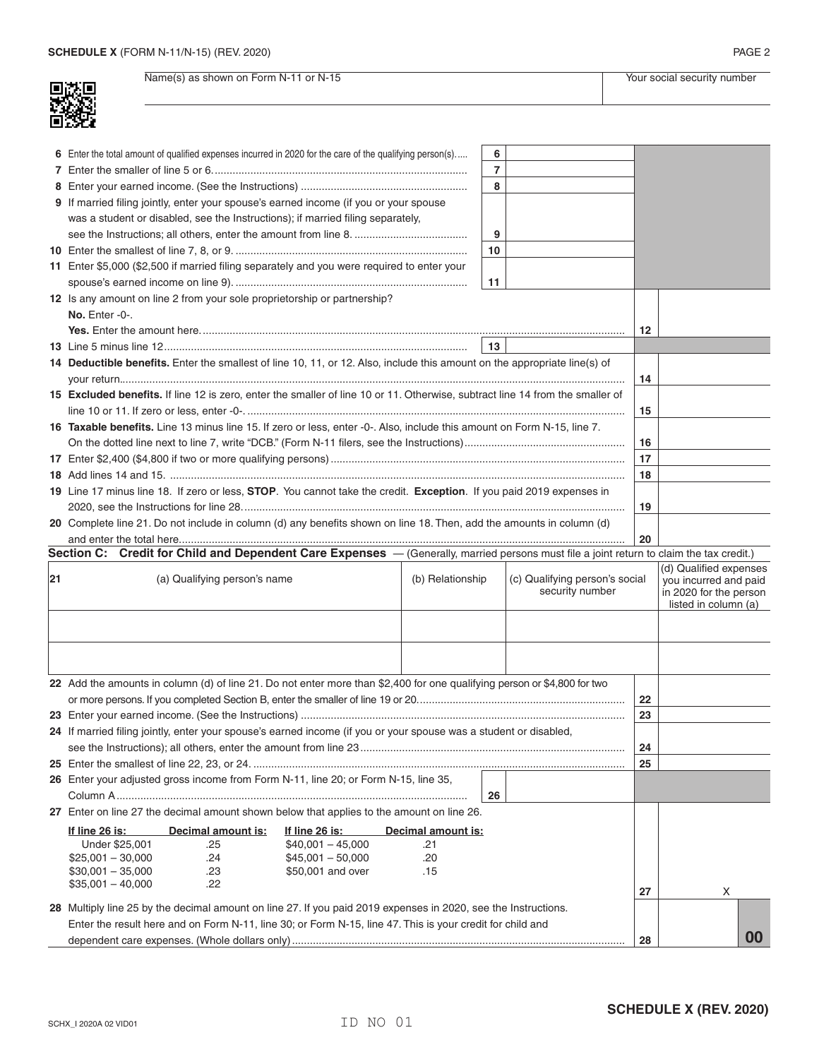**SCHEDULE X** (FORM N-11/N-15) (REV. 2020)

| Name(s) as shown on Form N-11 or N-15 | Your social security number |
|---|---|
| | |

| | | | | |
|---|---|---|---|---|
| **6** Enter the total amount of qualified expenses incurred in 2020 for the care of the qualifying person(s)..... | 6 | | | |
| **7** Enter the smaller of line 5 or 6. | 7 | | | |
| **8** Enter your earned income. (See the Instructions) | 8 | | | |
| **9** If married filing jointly, enter your spouse's earned income (if you or your spouse was a student or disabled, see the Instructions); if married filing separately, see the Instructions; all others, enter the amount from line 8. | 9 | | | |
| **10** Enter the smallest of line 7, 8, or 9. | 10 | | | |
| **11** Enter $5,000 ($2,500 if married filing separately and you were required to enter your spouse's earned income on line 9). | 11 | | | |
| **12** Is any amount on line 2 from your sole proprietorship or partnership? **No.** Enter -0-. **Yes.** Enter the amount here. | | | 12 | |
| **13** Line 5 minus line 12 | 13 | | | |
| **14** **Deductible benefits.** Enter the smallest of line 10, 11, or 12. Also, include this amount on the appropriate line(s) of your return. | | | 14 | |
| **15** **Excluded benefits.** If line 12 is zero, enter the smaller of line 10 or 11. Otherwise, subtract line 14 from the smaller of line 10 or 11. If zero or less, enter -0-. | | | 15 | |
| **16** **Taxable benefits.** Line 13 minus line 15. If zero or less, enter -0-. Also, include this amount on Form N-15, line 7. On the dotted line next to line 7, write "DCB." (Form N-11 filers, see the Instructions) | | | 16 | |
| **17** Enter $2,400 ($4,800 if two or more qualifying persons) | | | 17 | |
| **18** Add lines 14 and 15. | | | 18 | |
| **19** Line 17 minus line 18. If zero or less, **STOP**. You cannot take the credit. **Exception**. If you paid 2019 expenses in 2020, see the Instructions for line 28. | | | 19 | |
| **20** Complete line 21. Do not include in column (d) any benefits shown on line 18. Then, add the amounts in column (d) and enter the total here. | | | 20 | |

**Section C: Credit for Child and Dependent Care Expenses** — (Generally, married persons must file a joint return to claim the tax credit.)

| 21 (a) Qualifying person's name | (b) Relationship | (c) Qualifying person's social security number | (d) Qualified expenses you incurred and paid in 2020 for the person listed in column (a) |
|---|---|---|---|
| | | | |
| | | | |

| | | | | |
|---|---|---|---|---|
| **22** Add the amounts in column (d) of line 21. Do not enter more than $2,400 for one qualifying person or $4,800 for two or more persons. If you completed Section B, enter the smaller of line 19 or 20. | | | 22 | |
| **23** Enter your earned income. (See the Instructions) | | | 23 | |
| **24** If married filing jointly, enter your spouse's earned income (if you or your spouse was a student or disabled, see the Instructions); all others, enter the amount from line 23 | | | 24 | |
| **25** Enter the smallest of line 22, 23, or 24. | | | 25 | |
| **26** Enter your adjusted gross income from Form N-11, line 20; or Form N-15, line 35, Column A | 26 | | | |
| **27** Enter on line 27 the decimal amount shown below that applies to the amount on line 26. | | | 27 | X |
| **28** Multiply line 25 by the decimal amount on line 27. If you paid 2019 expenses in 2020, see the Instructions. Enter the result here and on Form N-11, line 30; or Form N-15, line 47. This is your credit for child and dependent care expenses. (Whole dollars only) | | | 28 | 00 |

| If line 26 is: | Decimal amount is: | If line 26 is: | Decimal amount is: |
|---|---|---|---|
| Under $25,001 | .25 | $40,001 – 45,000 | .21 |
| $25,001 – 30,000 | .24 | $45,001 – 50,000 | .20 |
| $30,001 – 35,000 | .23 | $50,001 and over | .15 |
| $35,001 – 40,000 | .22 | | |

SCHX_I 2020A 02 VID01

ID NO 01

**SCHEDULE X (REV. 2020)**